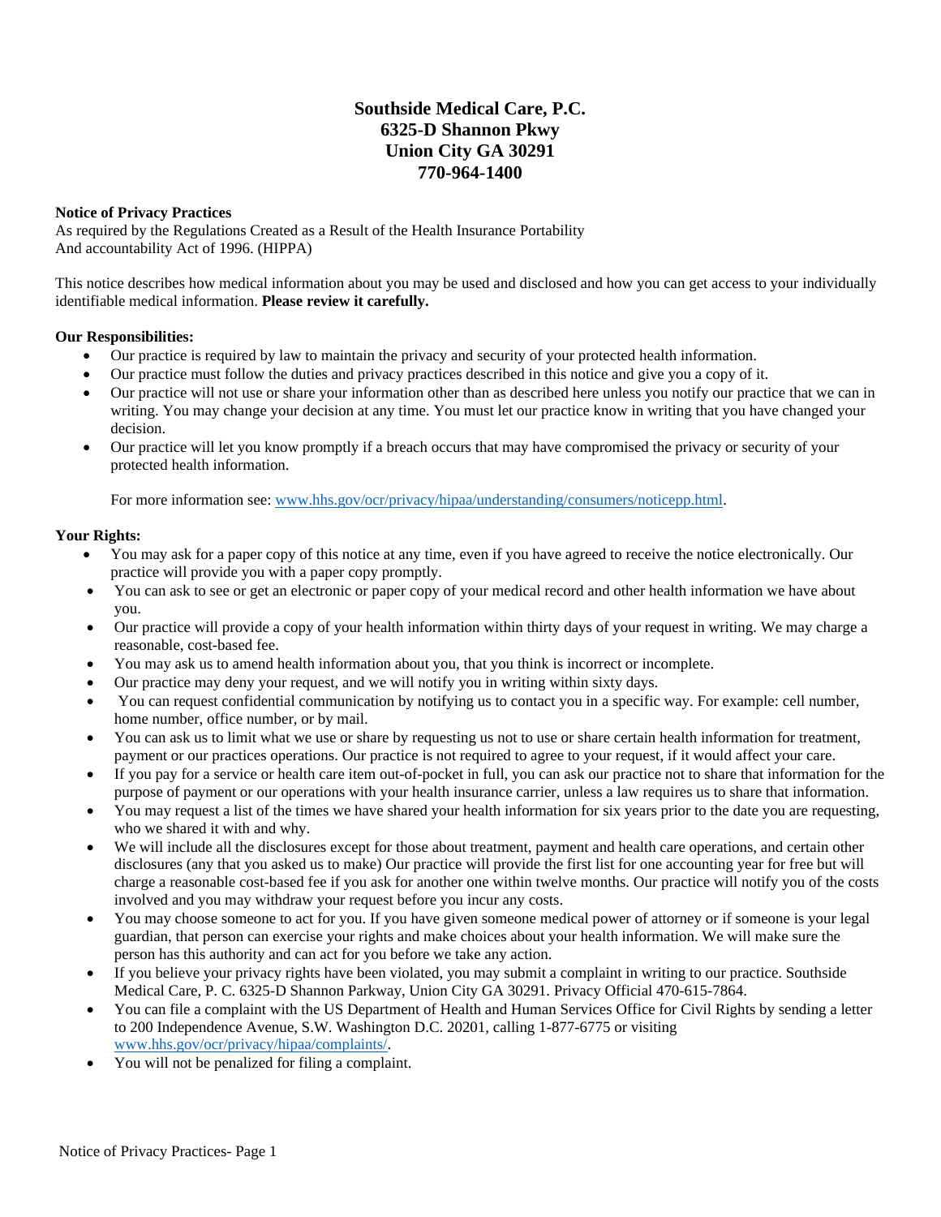# Southside Medical Care, P.C.
# 6325-D Shannon Pkwy
# Union City GA 30291
# 770-964-1400

**Notice of Privacy Practices**
As required by the Regulations Created as a Result of the Health Insurance Portability And accountability Act of 1996. (HIPPA)

This notice describes how medical information about you may be used and disclosed and how you can get access to your individually identifiable medical information. **Please review it carefully.**

**Our Responsibilities:**

- Our practice is required by law to maintain the privacy and security of your protected health information.
- Our practice must follow the duties and privacy practices described in this notice and give you a copy of it.
- Our practice will not use or share your information other than as described here unless you notify our practice that we can in writing. You may change your decision at any time. You must let our practice know in writing that you have changed your decision.
- Our practice will let you know promptly if a breach occurs that may have compromised the privacy or security of your protected health information.

  For more information see: www.hhs.gov/ocr/privacy/hipaa/understanding/consumers/noticepp.html.

**Your Rights:**

- You may ask for a paper copy of this notice at any time, even if you have agreed to receive the notice electronically. Our practice will provide you with a paper copy promptly.
- You can ask to see or get an electronic or paper copy of your medical record and other health information we have about you.
- Our practice will provide a copy of your health information within thirty days of your request in writing. We may charge a reasonable, cost-based fee.
- You may ask us to amend health information about you, that you think is incorrect or incomplete.
- Our practice may deny your request, and we will notify you in writing within sixty days.
- You can request confidential communication by notifying us to contact you in a specific way. For example: cell number, home number, office number, or by mail.
- You can ask us to limit what we use or share by requesting us not to use or share certain health information for treatment, payment or our practices operations. Our practice is not required to agree to your request, if it would affect your care.
- If you pay for a service or health care item out-of-pocket in full, you can ask our practice not to share that information for the purpose of payment or our operations with your health insurance carrier, unless a law requires us to share that information.
- You may request a list of the times we have shared your health information for six years prior to the date you are requesting, who we shared it with and why.
- We will include all the disclosures except for those about treatment, payment and health care operations, and certain other disclosures (any that you asked us to make) Our practice will provide the first list for one accounting year for free but will charge a reasonable cost-based fee if you ask for another one within twelve months. Our practice will notify you of the costs involved and you may withdraw your request before you incur any costs.
- You may choose someone to act for you. If you have given someone medical power of attorney or if someone is your legal guardian, that person can exercise your rights and make choices about your health information. We will make sure the person has this authority and can act for you before we take any action.
- If you believe your privacy rights have been violated, you may submit a complaint in writing to our practice. Southside Medical Care, P. C. 6325-D Shannon Parkway, Union City GA 30291. Privacy Official 470-615-7864.
- You can file a complaint with the US Department of Health and Human Services Office for Civil Rights by sending a letter to 200 Independence Avenue, S.W. Washington D.C. 20201, calling 1-877-6775 or visiting www.hhs.gov/ocr/privacy/hipaa/complaints/.
- You will not be penalized for filing a complaint.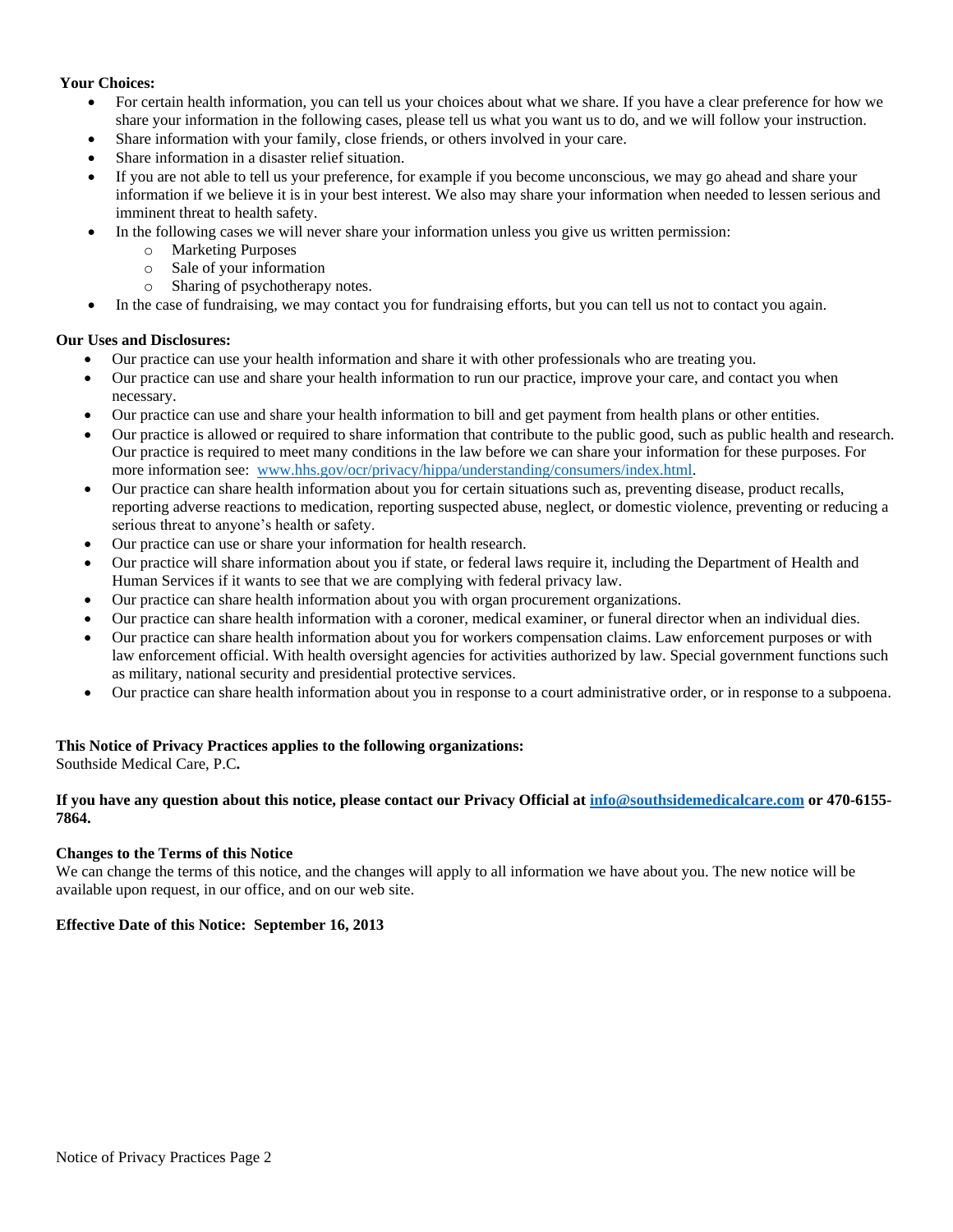**Your Choices:**

- For certain health information, you can tell us your choices about what we share. If you have a clear preference for how we share your information in the following cases, please tell us what you want us to do, and we will follow your instruction.
- Share information with your family, close friends, or others involved in your care.
- Share information in a disaster relief situation.
- If you are not able to tell us your preference, for example if you become unconscious, we may go ahead and share your information if we believe it is in your best interest. We also may share your information when needed to lessen serious and imminent threat to health safety.
- In the following cases we will never share your information unless you give us written permission:
  - Marketing Purposes
  - Sale of your information
  - Sharing of psychotherapy notes.
- In the case of fundraising, we may contact you for fundraising efforts, but you can tell us not to contact you again.

**Our Uses and Disclosures:**

- Our practice can use your health information and share it with other professionals who are treating you.
- Our practice can use and share your health information to run our practice, improve your care, and contact you when necessary.
- Our practice can use and share your health information to bill and get payment from health plans or other entities.
- Our practice is allowed or required to share information that contribute to the public good, such as public health and research. Our practice is required to meet many conditions in the law before we can share your information for these purposes. For more information see: [www.hhs.gov/ocr/privacy/hippa/understanding/consumers/index.html](www.hhs.gov/ocr/privacy/hippa/understanding/consumers/index.html).
- Our practice can share health information about you for certain situations such as, preventing disease, product recalls, reporting adverse reactions to medication, reporting suspected abuse, neglect, or domestic violence, preventing or reducing a serious threat to anyone's health or safety.
- Our practice can use or share your information for health research.
- Our practice will share information about you if state, or federal laws require it, including the Department of Health and Human Services if it wants to see that we are complying with federal privacy law.
- Our practice can share health information about you with organ procurement organizations.
- Our practice can share health information with a coroner, medical examiner, or funeral director when an individual dies.
- Our practice can share health information about you for workers compensation claims. Law enforcement purposes or with law enforcement official. With health oversight agencies for activities authorized by law. Special government functions such as military, national security and presidential protective services.
- Our practice can share health information about you in response to a court administrative order, or in response to a subpoena.

**This Notice of Privacy Practices applies to the following organizations:**
Southside Medical Care, P.C**.**

**If you have any question about this notice, please contact our Privacy Official at [info@southsidemedicalcare.com](mailto:info@southsidemedicalcare.com) or 470-6155-7864.**

**Changes to the Terms of this Notice**
We can change the terms of this notice, and the changes will apply to all information we have about you. The new notice will be available upon request, in our office, and on our web site.

**Effective Date of this Notice: September 16, 2013**